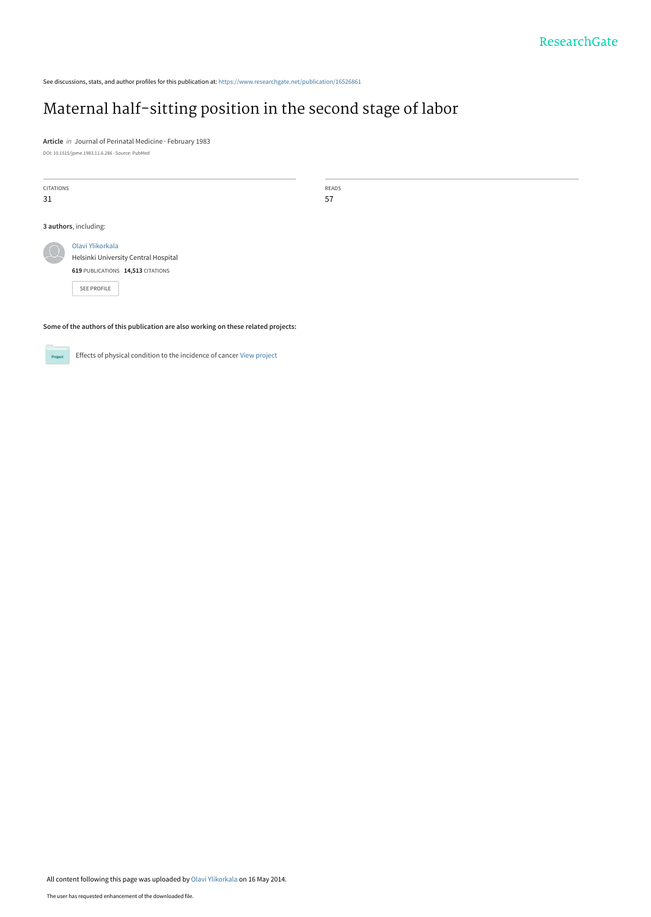See discussions, stats, and author profiles for this publication at: https://www.researchgate.net/publication/16526861

# Maternal half-sitting position in the second stage of labor

**Article** *in* Journal of Perinatal Medicine · February 1983

DOI: 10.1515/jpme.1983.11.6.286 · Source: PubMed

| CITATIONS | READS |
| --- | --- |
| 31 | 57 |

**3 authors**, including:

Olavi Ylikorkala
Helsinki University Central Hospital
**619** PUBLICATIONS **14,513** CITATIONS

SEE PROFILE

**Some of the authors of this publication are also working on these related projects:**

Effects of physical condition to the incidence of cancer View project

All content following this page was uploaded by Olavi Ylikorkala on 16 May 2014.

The user has requested enhancement of the downloaded file.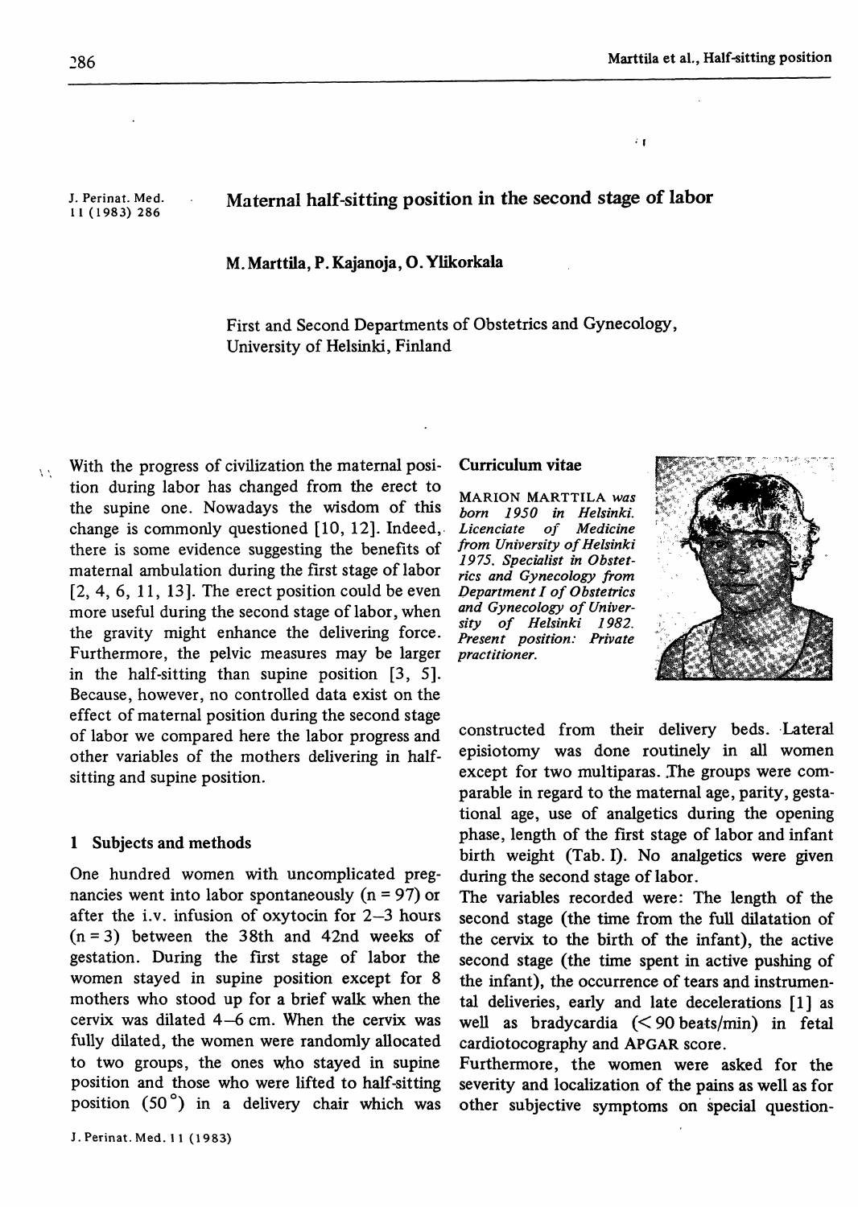# Maternal half-sitting position in the second stage of labor

**M. Marttila, P. Kajanoja, O. Ylikorkala**

First and Second Departments of Obstetrics and Gynecology, University of Helsinki, Finland

With the progress of civilization the maternal position during labor has changed from the erect to the supine one. Nowadays the wisdom of this change is commonly questioned [10, 12]. Indeed, there is some evidence suggesting the benefits of maternal ambulation during the first stage of labor [2, 4, 6, 11, 13]. The erect position could be even more useful during the second stage of labor, when the gravity might enhance the delivering force. Furthermore, the pelvic measures may be larger in the half-sitting than supine position [3, 5]. Because, however, no controlled data exist on the effect of maternal position during the second stage of labor we compared here the labor progress and other variables of the mothers delivering in half-sitting and supine position.

## 1 Subjects and methods

One hundred women with uncomplicated pregnancies went into labor spontaneously (n = 97) or after the i.v. infusion of oxytocin for 2–3 hours (n = 3) between the 38th and 42nd weeks of gestation. During the first stage of labor the women stayed in supine position except for 8 mothers who stood up for a brief walk when the cervix was dilated 4–6 cm. When the cervix was fully dilated, the women were randomly allocated to two groups, the ones who stayed in supine position and those who were lifted to half-sitting position (50°) in a delivery chair which was constructed from their delivery beds. Lateral episiotomy was done routinely in all women except for two multiparas. The groups were comparable in regard to the maternal age, parity, gestational age, use of analgetics during the opening phase, length of the first stage of labor and infant birth weight (Tab. I). No analgetics were given during the second stage of labor.

The variables recorded were: The length of the second stage (the time from the full dilatation of the cervix to the birth of the infant), the active second stage (the time spent in active pushing of the infant), the occurrence of tears and instrumental deliveries, early and late decelerations [1] as well as bradycardia (< 90 beats/min) in fetal cardiotocography and APGAR score.

Furthermore, the women were asked for the severity and localization of the pains as well as for other subjective symptoms on special question-

**Curriculum vitae**

*MARION MARTTILA was born 1950 in Helsinki. Licenciate of Medicine from University of Helsinki 1975. Specialist in Obstetrics and Gynecology from Department I of Obstetrics and Gynecology of University of Helsinki 1982. Present position: Private practitioner.*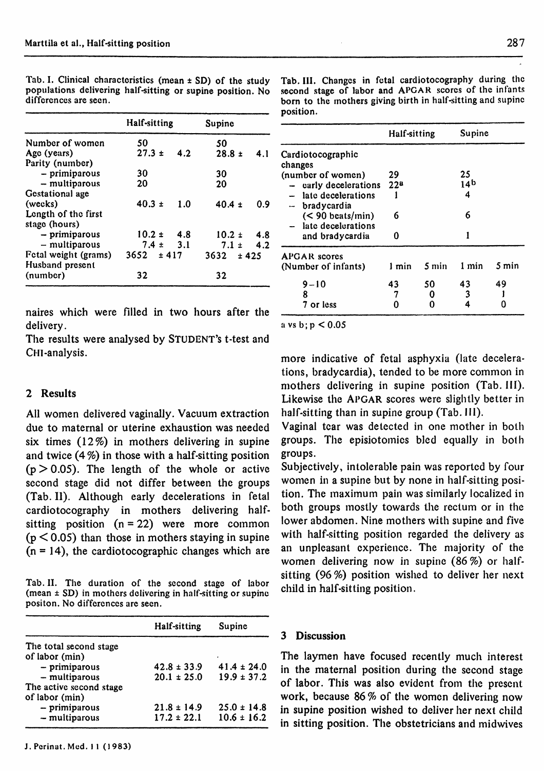Tab. I. Clinical characteristics (mean ± SD) of the study populations delivering half-sitting or supine position. No differences are seen.

| | Half-sitting | Supine |
|---|---|---|
| Number of women | 50 | 50 |
| Age (years) | 27.3 ± 4.2 | 28.8 ± 4.1 |
| Parity (number) | | |
| – primiparous | 30 | 30 |
| – multiparous | 20 | 20 |
| Gestational age (weeks) | 40.3 ± 1.0 | 40.4 ± 0.9 |
| Length of the first stage (hours) | | |
| – primiparous | 10.2 ± 4.8 | 10.2 ± 4.8 |
| – multiparous | 7.4 ± 3.1 | 7.1 ± 4.2 |
| Fetal weight (grams) | 3652 ± 417 | 3632 ± 425 |
| Husband present (number) | 32 | 32 |

naires which were filled in two hours after the delivery.

The results were analysed by STUDENT's t-test and CHI-analysis.

## 2 Results

All women delivered vaginally. Vacuum extraction due to maternal or uterine exhaustion was needed six times (12%) in mothers delivering in supine and twice (4%) in those with a half-sitting position ($p > 0.05$). The length of the whole or active second stage did not differ between the groups (Tab. II). Although early decelerations in fetal cardiotocography in mothers delivering half-sitting position ($n = 22$) were more common ($p < 0.05$) than those in mothers staying in supine ($n = 14$), the cardiotocographic changes which are more indicative of fetal asphyxia (late decelerations, bradycardia), tended to be more common in mothers delivering in supine position (Tab. III). Likewise the APGAR scores were slightly better in half-sitting than in supine group (Tab. III).

Tab. II. The duration of the second stage of labor (mean ± SD) in mothers delivering in half-sitting or supine positon. No differences are seen.

| | Half-sitting | Supine |
|---|---|---|
| The total second stage of labor (min) | | |
| – primiparous | 42.8 ± 33.9 | 41.4 ± 24.0 |
| – multiparous | 20.1 ± 25.0 | 19.9 ± 37.2 |
| The active second stage of labor (min) | | |
| – primiparous | 21.8 ± 14.9 | 25.0 ± 14.8 |
| – multiparous | 17.2 ± 22.1 | 10.6 ± 16.2 |

Tab. III. Changes in fetal cardiotocography during the second stage of labor and APGAR scores of the infants born to the mothers giving birth in half-sitting and supine position.

| | Half-sitting | | Supine | |
|---|---|---|---|---|
| Cardiotocographic changes (number of women) | 29 | | 25 | |
| – early decelerations | 22[a] | | 14[b] | |
| – late decelerations | 1 | | 4 | |
| – bradycardia (< 90 beats/min) | 6 | | 6 | |
| – late decelerations and bradycardia | 0 | | 1 | |
| APGAR scores (Number of infants) | 1 min | 5 min | 1 min | 5 min |
| 9–10 | 43 | 50 | 43 | 49 |
| 8 | 7 | 0 | 3 | 1 |
| 7 or less | 0 | 0 | 4 | 0 |

a vs b; $p < 0.05$

Vaginal tear was detected in one mother in both groups. The episiotomies bled equally in both groups.

Subjectively, intolerable pain was reported by four women in a supine but by none in half-sitting position. The maximum pain was similarly localized in both groups mostly towards the rectum or in the lower abdomen. Nine mothers with supine and five with half-sitting position regarded the delivery as an unpleasant experience. The majority of the women delivering now in supine (86%) or half-sitting (96%) position wished to deliver her next child in half-sitting position.

## 3 Discussion

The laymen have focused recently much interest in the maternal position during the second stage of labor. This was also evident from the present work, because 86% of the women delivering now in supine position wished to deliver her next child in sitting position. The obstetricians and midwives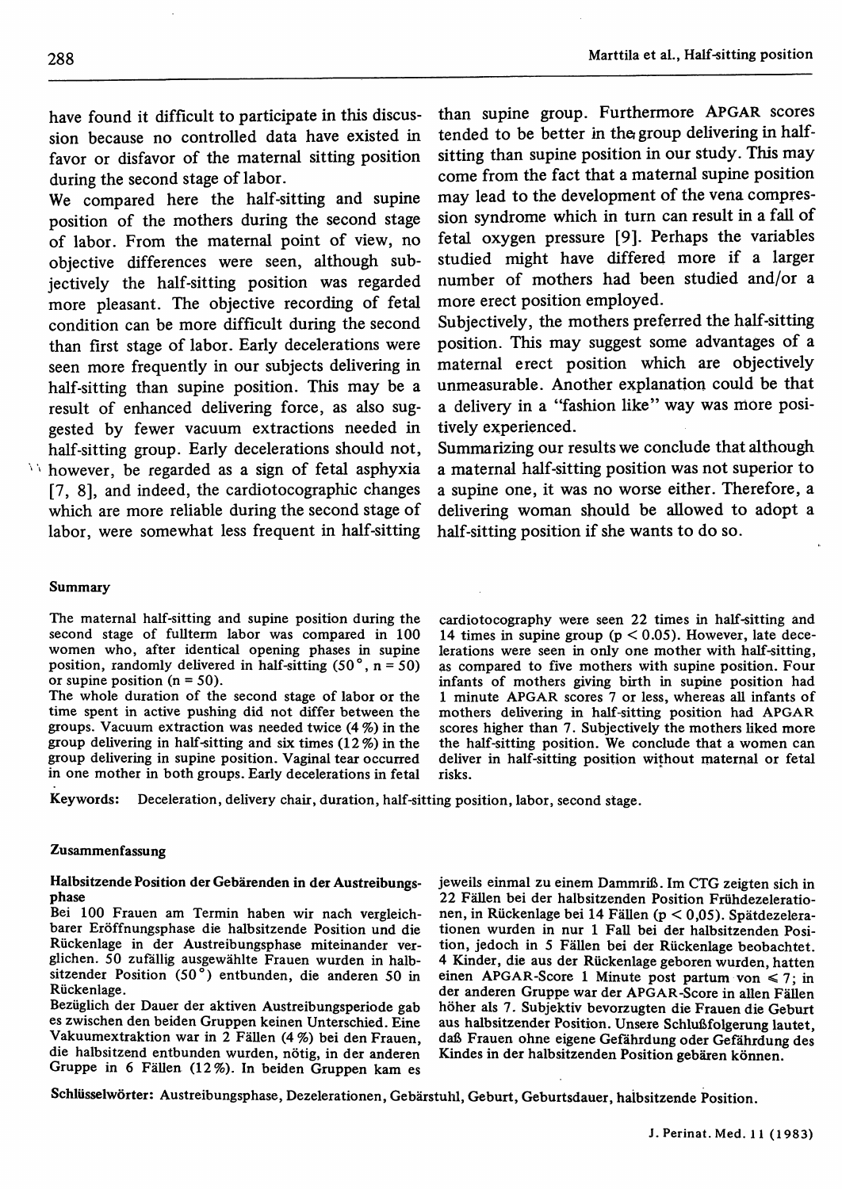have found it difficult to participate in this discussion because no controlled data have existed in favor or disfavor of the maternal sitting position during the second stage of labor.

We compared here the half-sitting and supine position of the mothers during the second stage of labor. From the maternal point of view, no objective differences were seen, although subjectively the half-sitting position was regarded more pleasant. The objective recording of fetal condition can be more difficult during the second than first stage of labor. Early decelerations were seen more frequently in our subjects delivering in half-sitting than supine position. This may be a result of enhanced delivering force, as also suggested by fewer vacuum extractions needed in half-sitting group. Early decelerations should not, however, be regarded as a sign of fetal asphyxia [7, 8], and indeed, the cardiotocographic changes which are more reliable during the second stage of labor, were somewhat less frequent in half-sitting than supine group. Furthermore APGAR scores tended to be better in the group delivering in half-sitting than supine position in our study. This may come from the fact that a maternal supine position may lead to the development of the vena compression syndrome which in turn can result in a fall of fetal oxygen pressure [9]. Perhaps the variables studied might have differed more if a larger number of mothers had been studied and/or a more erect position employed.

Subjectively, the mothers preferred the half-sitting position. This may suggest some advantages of a maternal erect position which are objectively unmeasurable. Another explanation could be that a delivery in a "fashion like" way was more positively experienced.

Summarizing our results we conclude that although a maternal half-sitting position was not superior to a supine one, it was no worse either. Therefore, a delivering woman should be allowed to adopt a half-sitting position if she wants to do so.

## Summary

The maternal half-sitting and supine position during the second stage of fullterm labor was compared in 100 women who, after identical opening phases in supine position, randomly delivered in half-sitting (50°, n = 50) or supine position (n = 50).

The whole duration of the second stage of labor or the time spent in active pushing did not differ between the groups. Vacuum extraction was needed twice (4%) in the group delivering in half-sitting and six times (12%) in the group delivering in supine position. Vaginal tear occurred in one mother in both groups. Early decelerations in fetal cardiotocography were seen 22 times in half-sitting and 14 times in supine group ($p < 0.05$). However, late decelerations were seen in only one mother with half-sitting, as compared to five mothers with supine position. Four infants of mothers giving birth in supine position had 1 minute APGAR scores 7 or less, whereas all infants of mothers delivering in half-sitting position had APGAR scores higher than 7. Subjectively the mothers liked more the half-sitting position. We conclude that a women can deliver in half-sitting position without maternal or fetal risks.

**Keywords:** Deceleration, delivery chair, duration, half-sitting position, labor, second stage.

## Zusammenfassung

**Halbsitzende Position der Gebärenden in der Austreibungsphase**

Bei 100 Frauen am Termin haben wir nach vergleichbarer Eröffnungsphase die halbsitzende Position und die Rückenlage in der Austreibungsphase miteinander verglichen. 50 zufällig ausgewählte Frauen wurden in halbsitzender Position (50°) entbunden, die anderen 50 in Rückenlage.

Bezüglich der Dauer der aktiven Austreibungsperiode gab es zwischen den beiden Gruppen keinen Unterschied. Eine Vakuumextraktion war in 2 Fällen (4%) bei den Frauen, die halbsitzend entbunden wurden, nötig, in der anderen Gruppe in 6 Fällen (12%). In beiden Gruppen kam es jeweils einmal zu einem Dammriß. Im CTG zeigten sich in 22 Fällen bei der halbsitzenden Position Frühdezelerationen, in Rückenlage bei 14 Fällen ($p < 0{,}05$). Spätdezelerationen wurden in nur 1 Fall bei der halbsitzenden Position, jedoch in 5 Fällen bei der Rückenlage beobachtet. 4 Kinder, die aus der Rückenlage geboren wurden, hatten einen APGAR-Score 1 Minute post partum von $\leqslant 7$; in der anderen Gruppe war der APGAR-Score in allen Fällen höher als 7. Subjektiv bevorzugten die Frauen die Geburt aus halbsitzender Position. Unsere Schlußfolgerung lautet, daß Frauen ohne eigene Gefährdung oder Gefährdung des Kindes in der halbsitzenden Position gebären können.

**Schlüsselwörter:** Austreibungsphase, Dezelerationen, Gebärstuhl, Geburt, Geburtsdauer, halbsitzende Position.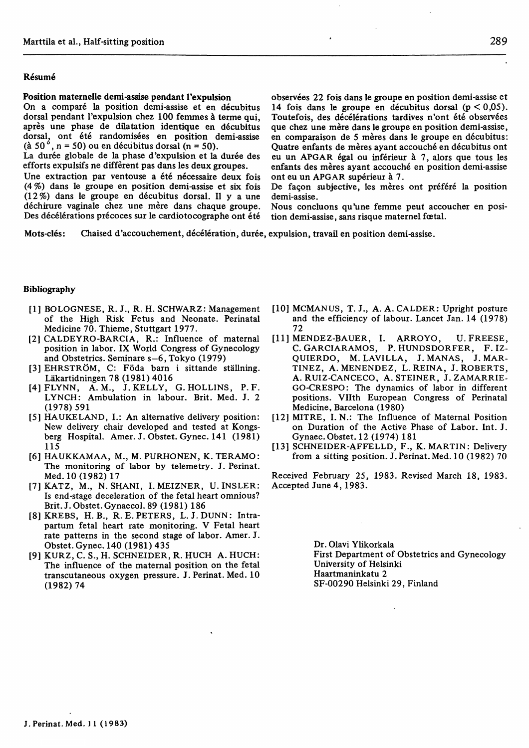## Résumé

**Position maternelle demi-assise pendant l'expulsion**

On a comparé la position demi-assise et en décubitus dorsal pendant l'expulsion chez 100 femmes à terme qui, après une phase de dilatation identique en décubitus dorsal, ont été randomisées en position demi-assise (à 50°, n = 50) ou en décubitus dorsal (n = 50).

La durée globale de la phase d'expulsion et la durée des efforts expulsifs ne diffèrent pas dans les deux groupes.

Une extraction par ventouse a été nécessaire deux fois (4 %) dans le groupe en position demi-assise et six fois (12 %) dans le groupe en décubitus dorsal. Il y a une déchirure vaginale chez une mère dans chaque groupe. Des décélérations précoces sur le cardiotocographe ont été observées 22 fois dans le groupe en position demi-assise et 14 fois dans le groupe en décubitus dorsal ($p < 0{,}05$). Toutefois, des décélérations tardives n'ont été observées que chez une mère dans le groupe en position demi-assise, en comparaison de 5 mères dans le groupe en décubitus: Quatre enfants de mères ayant accouché en décubitus ont eu un APGAR égal ou inférieur à 7, alors que tous les enfants des mères ayant accouché en position demi-assise ont eu un APGAR supérieur à 7.

De façon subjective, les mères ont préféré la position demi-assise.

Nous concluons qu'une femme peut accoucher en position demi-assise, sans risque maternel fœtal.

**Mots-clés:** Chaised d'accouchement, décélération, durée, expulsion, travail en position demi-assise.

## Bibliography

[1] BOLOGNESE, R. J., R. H. SCHWARZ: Management of the High Risk Fetus and Neonate. Perinatal Medicine 70. Thieme, Stuttgart 1977.

[2] CALDEYRO-BARCIA, R.: Influence of maternal position in labor. IX World Congress of Gynecology and Obstetrics. Seminare s–6, Tokyo (1979)

[3] EHRSTRÖM, C: Föda barn i sittande ställning. Läkartidningen 78 (1981) 4016

[4] FLYNN, A. M., J. KELLY, G. HOLLINS, P. F. LYNCH: Ambulation in labour. Brit. Med. J. 2 (1978) 591

[5] HAUKELAND, I.: An alternative delivery position: New delivery chair developed and tested at Kongsberg Hospital. Amer. J. Obstet. Gynec. 141 (1981) 115

[6] HAUKKAMAA, M., M. PURHONEN, K. TERAMO: The monitoring of labor by telemetry. J. Perinat. Med. 10 (1982) 17

[7] KATZ, M., N. SHANI, I. MEIZNER, U. INSLER: Is end-stage deceleration of the fetal heart omnious? Brit. J. Obstet. Gynaecol. 89 (1981) 186

[8] KREBS, H. B., R. E. PETERS, L. J. DUNN: Intrapartum fetal heart rate monitoring. V Fetal heart rate patterns in the second stage of labor. Amer. J. Obstet. Gynec. 140 (1981) 435

[9] KURZ, C. S., H. SCHNEIDER, R. HUCH A. HUCH: The influence of the maternal position on the fetal transcutaneous oxygen pressure. J. Perinat. Med. 10 (1982) 74

[10] MCMANUS, T. J., A. A. CALDER: Upright posture and the efficiency of labour. Lancet Jan. 14 (1978) 72

[11] MENDEZ-BAUER, I. ARROYO, U. FREESE, C. GARCIARAMOS, P. HUNDSDORFER, F. IZQUIERDO, M. LAVILLA, J. MANAS, J. MARTINEZ, A. MENENDEZ, L. REINA, J. ROBERTS, A. RUIZ-CANCECO, A. STEINER, J. ZAMARRIEGO-CRESPO: The dynamics of labor in different positions. VIIth European Congress of Perinatal Medicine, Barcelona (1980)

[12] MITRE, I. N.: The Influence of Maternal Position on Duration of the Active Phase of Labor. Int. J. Gynaec. Obstet. 12 (1974) 181

[13] SCHNEIDER-AFFELLD, F., K. MARTIN: Delivery from a sitting position. J. Perinat. Med. 10 (1982) 70

Received February 25, 1983. Revised March 18, 1983. Accepted June 4, 1983.

Dr. Olavi Ylikorkala
First Department of Obstetrics and Gynecology
University of Helsinki
Haartmaninkatu 2
SF-00290 Helsinki 29, Finland